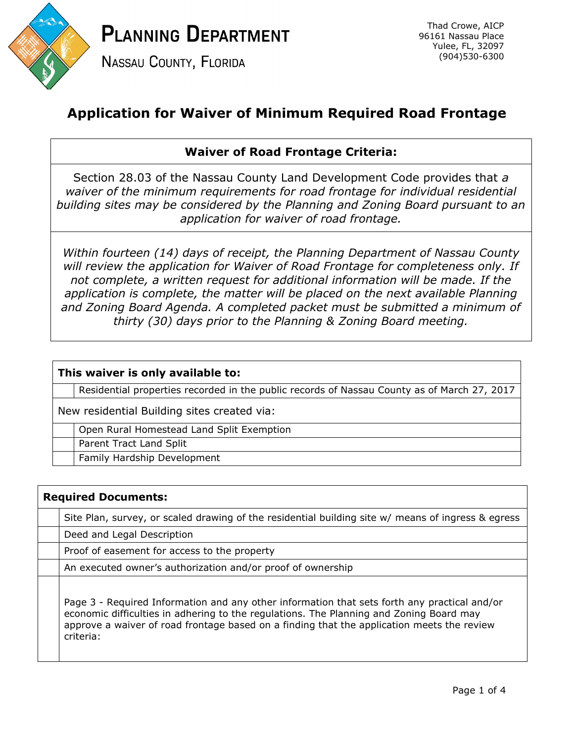**Planning Department**

**Nassau County, Florida**

Thad Crowe, AICP
96161 Nassau Place
Yulee, FL, 32097
(904)530-6300

# Application for Waiver of Minimum Required Road Frontage

| **Waiver of Road Frontage Criteria:** |
|---|
| Section 28.03 of the Nassau County Land Development Code provides that *a waiver of the minimum requirements for road frontage for individual residential building sites may be considered by the Planning and Zoning Board pursuant to an application for waiver of road frontage.* |
| *Within fourteen (14) days of receipt, the Planning Department of Nassau County will review the application for Waiver of Road Frontage for completeness only. If not complete, a written request for additional information will be made. If the application is complete, the matter will be placed on the next available Planning and Zoning Board Agenda. A completed packet must be submitted a minimum of thirty (30) days prior to the Planning & Zoning Board meeting.* |

| **This waiver is only available to:** | |
|---|---|
| | Residential properties recorded in the public records of Nassau County as of March 27, 2017 |
| New residential Building sites created via: | |
| | Open Rural Homestead Land Split Exemption |
| | Parent Tract Land Split |
| | Family Hardship Development |

| **Required Documents:** | |
|---|---|
| | Site Plan, survey, or scaled drawing of the residential building site w/ means of ingress & egress |
| | Deed and Legal Description |
| | Proof of easement for access to the property |
| | An executed owner's authorization and/or proof of ownership |
| | Page 3 - Required Information and any other information that sets forth any practical and/or economic difficulties in adhering to the regulations. The Planning and Zoning Board may approve a waiver of road frontage based on a finding that the application meets the review criteria: |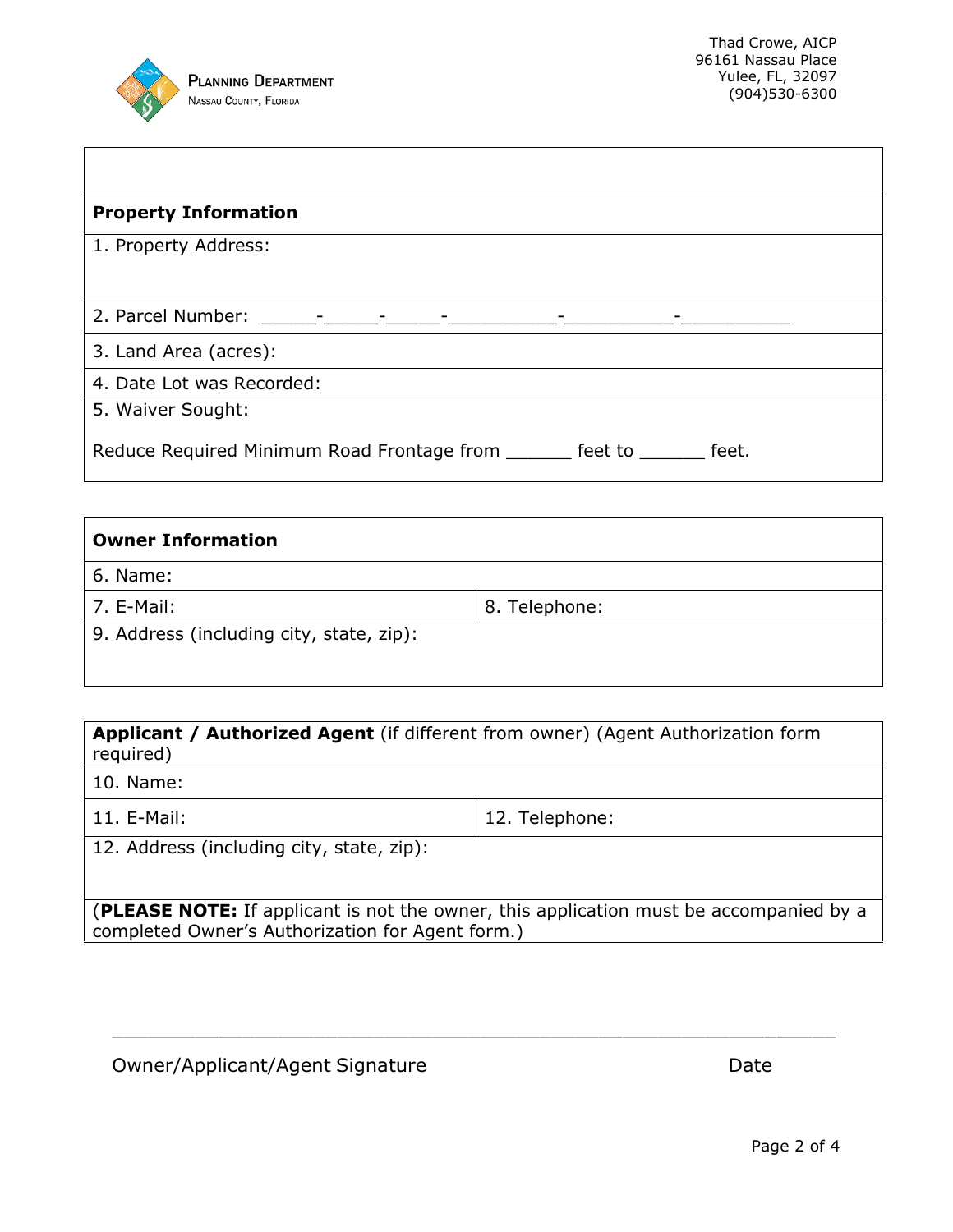**Planning Department**
Nassau County, Florida

Thad Crowe, AICP
96161 Nassau Place
Yulee, FL, 32097
(904)530-6300

| **Property Information** |
|---|
| 1. Property Address: |
| 2. Parcel Number: _____-_____-_____-__________-__________-__________ |
| 3. Land Area (acres): |
| 4. Date Lot was Recorded: |
| 5. Waiver Sought:<br><br>Reduce Required Minimum Road Frontage from ______ feet to ______ feet. |

| **Owner Information** | |
|---|---|
| 6. Name: | |
| 7. E-Mail: | 8. Telephone: |
| 9. Address (including city, state, zip): | |

| **Applicant / Authorized Agent** (if different from owner) (Agent Authorization form required) | |
|---|---|
| 10. Name: | |
| 11. E-Mail: | 12. Telephone: |
| 12. Address (including city, state, zip): | |
| (**PLEASE NOTE:** If applicant is not the owner, this application must be accompanied by a completed Owner's Authorization for Agent form.) | |

_______________________________________________________________

Owner/Applicant/Agent Signature                                   Date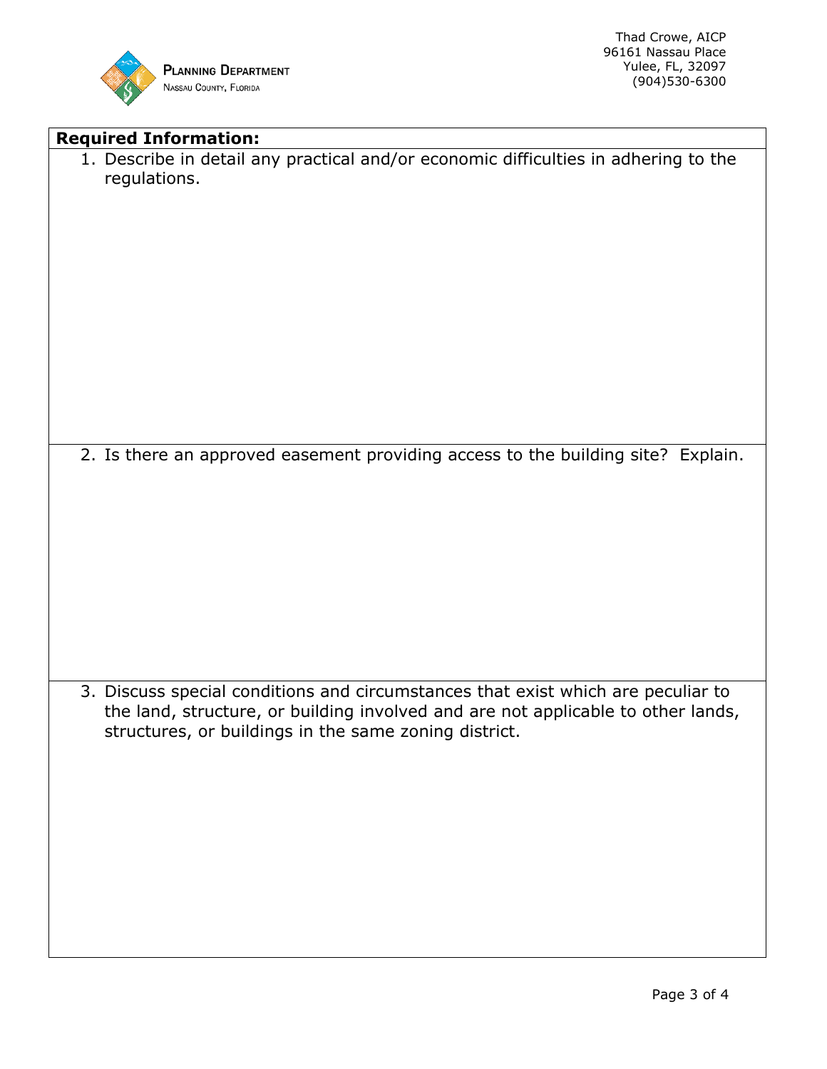**Planning Department**
Nassau County, Florida

Thad Crowe, AICP
96161 Nassau Place
Yulee, FL, 32097
(904)530-6300

**Required Information:**

1. Describe in detail any practical and/or economic difficulties in adhering to the regulations.

2. Is there an approved easement providing access to the building site? Explain.

3. Discuss special conditions and circumstances that exist which are peculiar to the land, structure, or building involved and are not applicable to other lands, structures, or buildings in the same zoning district.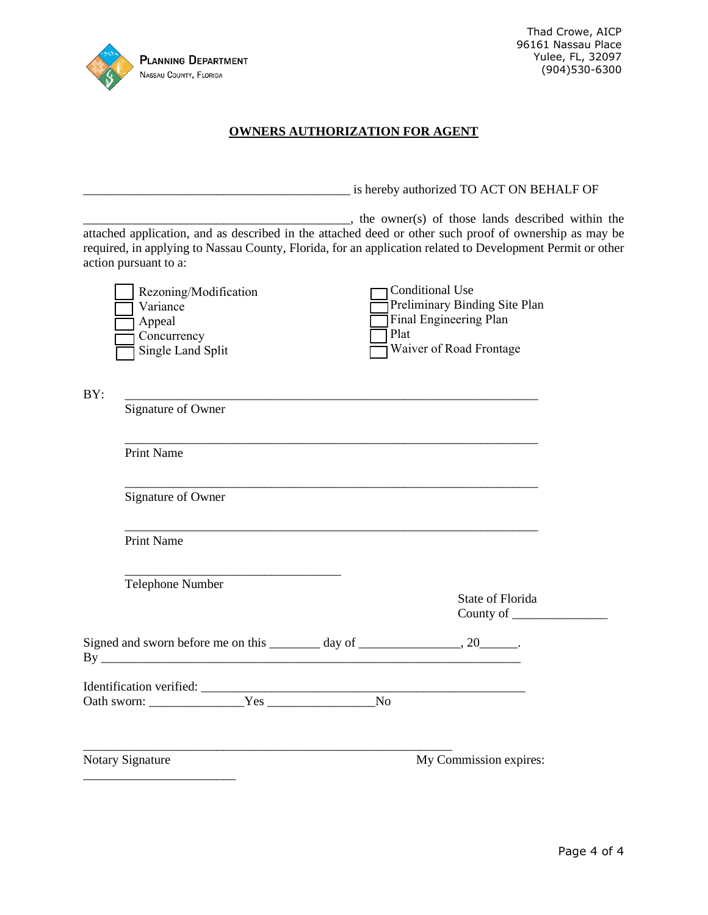**PLANNING DEPARTMENT**
NASSAU COUNTY, FLORIDA

Thad Crowe, AICP
96161 Nassau Place
Yulee, FL, 32097
(904)530-6300

## OWNERS AUTHORIZATION FOR AGENT

__________________________________________ is hereby authorized TO ACT ON BEHALF OF

__________________________________________, the owner(s) of those lands described within the attached application, and as described in the attached deed or other such proof of ownership as may be required, in applying to Nassau County, Florida, for an application related to Development Permit or other action pursuant to a:

- ☐ Rezoning/Modification
- ☐ Variance
- ☐ Appeal
- ☐ Concurrency
- ☐ Single Land Split
- ☐ Conditional Use
- ☐ Preliminary Binding Site Plan
- ☐ Final Engineering Plan
- ☐ Plat
- ☐ Waiver of Road Frontage

BY: ________________________________________________________________
Signature of Owner

________________________________________________________________
Print Name

________________________________________________________________
Signature of Owner

________________________________________________________________
Print Name

__________________________________
Telephone Number

State of Florida
County of _______________

Signed and sworn before me on this ________ day of ________________, 20______.
By ________________________________________________________________

Identification verified: ___________________________________________________
Oath sworn: ______________Yes ________________No

__________________________________________________________
Notary Signature

My Commission expires:
________________________